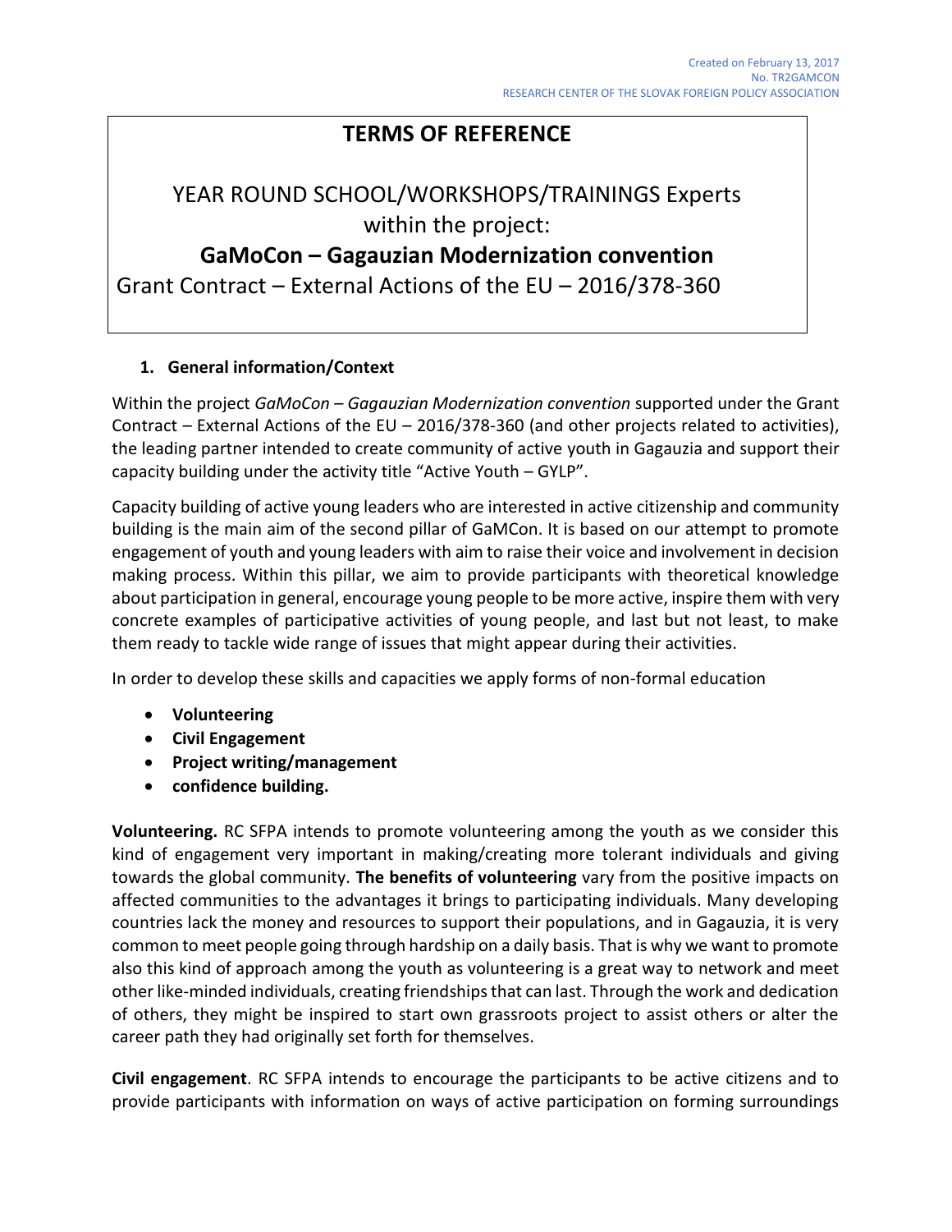Created on February 13, 2017
No. TR2GAMCON
RESEARCH CENTER OF THE SLOVAK FOREIGN POLICY ASSOCIATION

# TERMS OF REFERENCE

YEAR ROUND SCHOOL/WORKSHOPS/TRAININGS Experts within the project:

**GaMoCon – Gagauzian Modernization convention**

Grant Contract – External Actions of the EU – 2016/378-360

## 1. General information/Context

Within the project *GaMoCon – Gagauzian Modernization convention* supported under the Grant Contract – External Actions of the EU – 2016/378-360 (and other projects related to activities), the leading partner intended to create community of active youth in Gagauzia and support their capacity building under the activity title "Active Youth – GYLP".

Capacity building of active young leaders who are interested in active citizenship and community building is the main aim of the second pillar of GaMCon. It is based on our attempt to promote engagement of youth and young leaders with aim to raise their voice and involvement in decision making process. Within this pillar, we aim to provide participants with theoretical knowledge about participation in general, encourage young people to be more active, inspire them with very concrete examples of participative activities of young people, and last but not least, to make them ready to tackle wide range of issues that might appear during their activities.

In order to develop these skills and capacities we apply forms of non-formal education

- **Volunteering**
- **Civil Engagement**
- **Project writing/management**
- **confidence building.**

**Volunteering.** RC SFPA intends to promote volunteering among the youth as we consider this kind of engagement very important in making/creating more tolerant individuals and giving towards the global community. **The benefits of volunteering** vary from the positive impacts on affected communities to the advantages it brings to participating individuals. Many developing countries lack the money and resources to support their populations, and in Gagauzia, it is very common to meet people going through hardship on a daily basis. That is why we want to promote also this kind of approach among the youth as volunteering is a great way to network and meet other like-minded individuals, creating friendships that can last. Through the work and dedication of others, they might be inspired to start own grassroots project to assist others or alter the career path they had originally set forth for themselves.

**Civil engagement**. RC SFPA intends to encourage the participants to be active citizens and to provide participants with information on ways of active participation on forming surroundings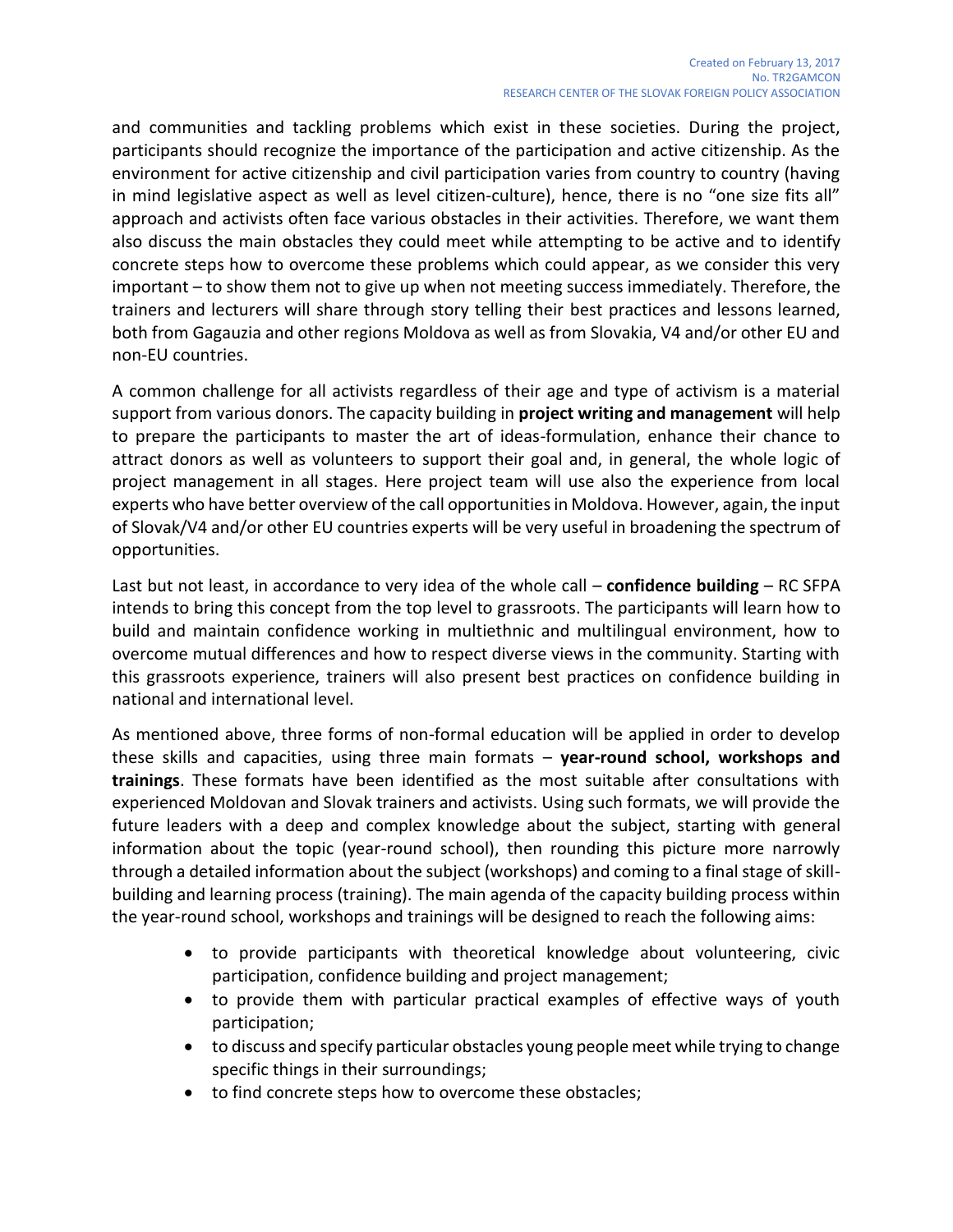and communities and tackling problems which exist in these societies. During the project, participants should recognize the importance of the participation and active citizenship. As the environment for active citizenship and civil participation varies from country to country (having in mind legislative aspect as well as level citizen-culture), hence, there is no "one size fits all" approach and activists often face various obstacles in their activities. Therefore, we want them also discuss the main obstacles they could meet while attempting to be active and to identify concrete steps how to overcome these problems which could appear, as we consider this very important – to show them not to give up when not meeting success immediately. Therefore, the trainers and lecturers will share through story telling their best practices and lessons learned, both from Gagauzia and other regions Moldova as well as from Slovakia, V4 and/or other EU and non-EU countries.

A common challenge for all activists regardless of their age and type of activism is a material support from various donors. The capacity building in **project writing and management** will help to prepare the participants to master the art of ideas-formulation, enhance their chance to attract donors as well as volunteers to support their goal and, in general, the whole logic of project management in all stages. Here project team will use also the experience from local experts who have better overview of the call opportunities in Moldova. However, again, the input of Slovak/V4 and/or other EU countries experts will be very useful in broadening the spectrum of opportunities.

Last but not least, in accordance to very idea of the whole call – **confidence building** – RC SFPA intends to bring this concept from the top level to grassroots. The participants will learn how to build and maintain confidence working in multiethnic and multilingual environment, how to overcome mutual differences and how to respect diverse views in the community. Starting with this grassroots experience, trainers will also present best practices on confidence building in national and international level.

As mentioned above, three forms of non-formal education will be applied in order to develop these skills and capacities, using three main formats – **year-round school, workshops and trainings**. These formats have been identified as the most suitable after consultations with experienced Moldovan and Slovak trainers and activists. Using such formats, we will provide the future leaders with a deep and complex knowledge about the subject, starting with general information about the topic (year-round school), then rounding this picture more narrowly through a detailed information about the subject (workshops) and coming to a final stage of skill-building and learning process (training). The main agenda of the capacity building process within the year-round school, workshops and trainings will be designed to reach the following aims:

- to provide participants with theoretical knowledge about volunteering, civic participation, confidence building and project management;
- to provide them with particular practical examples of effective ways of youth participation;
- to discuss and specify particular obstacles young people meet while trying to change specific things in their surroundings;
- to find concrete steps how to overcome these obstacles;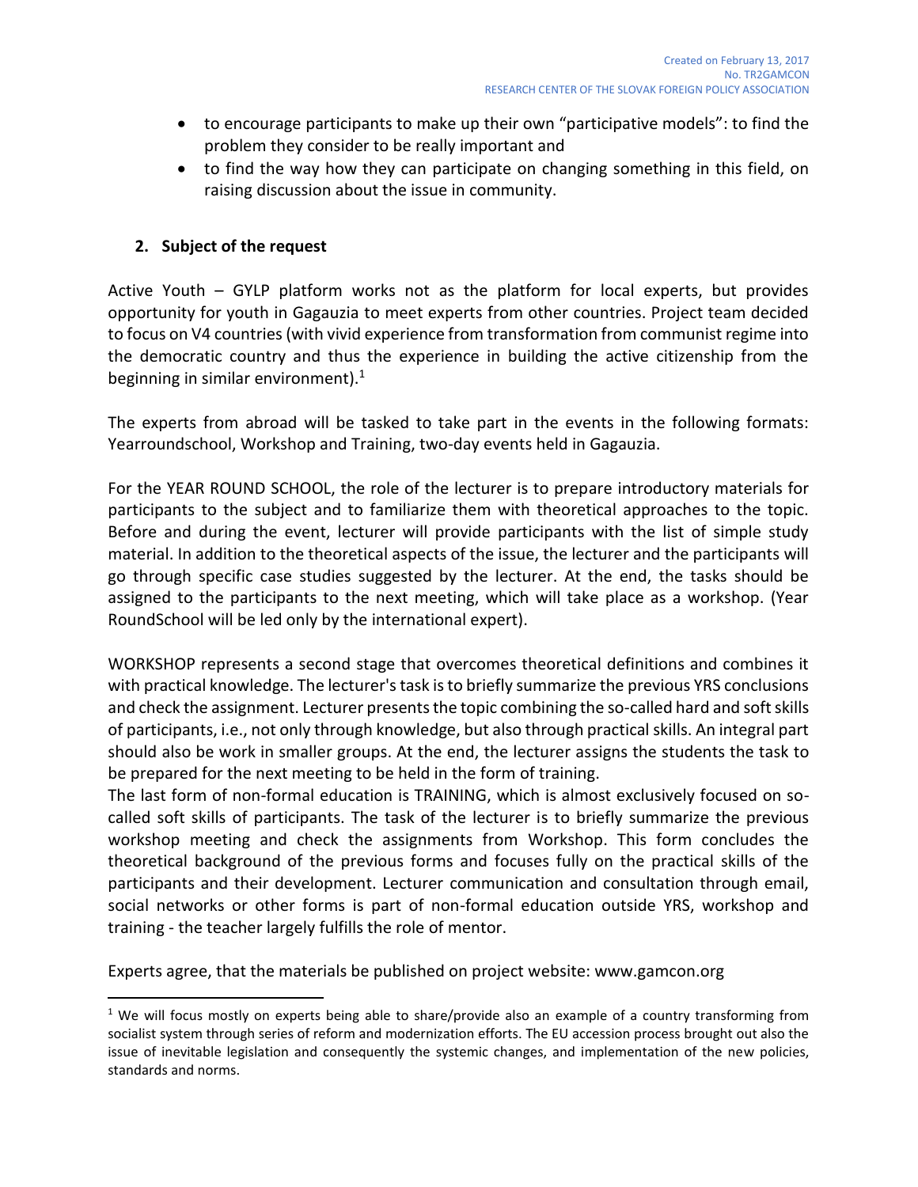- to encourage participants to make up their own "participative models": to find the problem they consider to be really important and
- to find the way how they can participate on changing something in this field, on raising discussion about the issue in community.

## 2. Subject of the request

Active Youth – GYLP platform works not as the platform for local experts, but provides opportunity for youth in Gagauzia to meet experts from other countries. Project team decided to focus on V4 countries (with vivid experience from transformation from communist regime into the democratic country and thus the experience in building the active citizenship from the beginning in similar environment).[1]

The experts from abroad will be tasked to take part in the events in the following formats: Yearroundschool, Workshop and Training, two-day events held in Gagauzia.

For the YEAR ROUND SCHOOL, the role of the lecturer is to prepare introductory materials for participants to the subject and to familiarize them with theoretical approaches to the topic. Before and during the event, lecturer will provide participants with the list of simple study material. In addition to the theoretical aspects of the issue, the lecturer and the participants will go through specific case studies suggested by the lecturer. At the end, the tasks should be assigned to the participants to the next meeting, which will take place as a workshop. (Year RoundSchool will be led only by the international expert).

WORKSHOP represents a second stage that overcomes theoretical definitions and combines it with practical knowledge. The lecturer's task is to briefly summarize the previous YRS conclusions and check the assignment. Lecturer presents the topic combining the so-called hard and soft skills of participants, i.e., not only through knowledge, but also through practical skills. An integral part should also be work in smaller groups. At the end, the lecturer assigns the students the task to be prepared for the next meeting to be held in the form of training.
The last form of non-formal education is TRAINING, which is almost exclusively focused on so-called soft skills of participants. The task of the lecturer is to briefly summarize the previous workshop meeting and check the assignments from Workshop. This form concludes the theoretical background of the previous forms and focuses fully on the practical skills of the participants and their development. Lecturer communication and consultation through email, social networks or other forms is part of non-formal education outside YRS, workshop and training - the teacher largely fulfills the role of mentor.

Experts agree, that the materials be published on project website: www.gamcon.org

---

[1] We will focus mostly on experts being able to share/provide also an example of a country transforming from socialist system through series of reform and modernization efforts. The EU accession process brought out also the issue of inevitable legislation and consequently the systemic changes, and implementation of the new policies, standards and norms.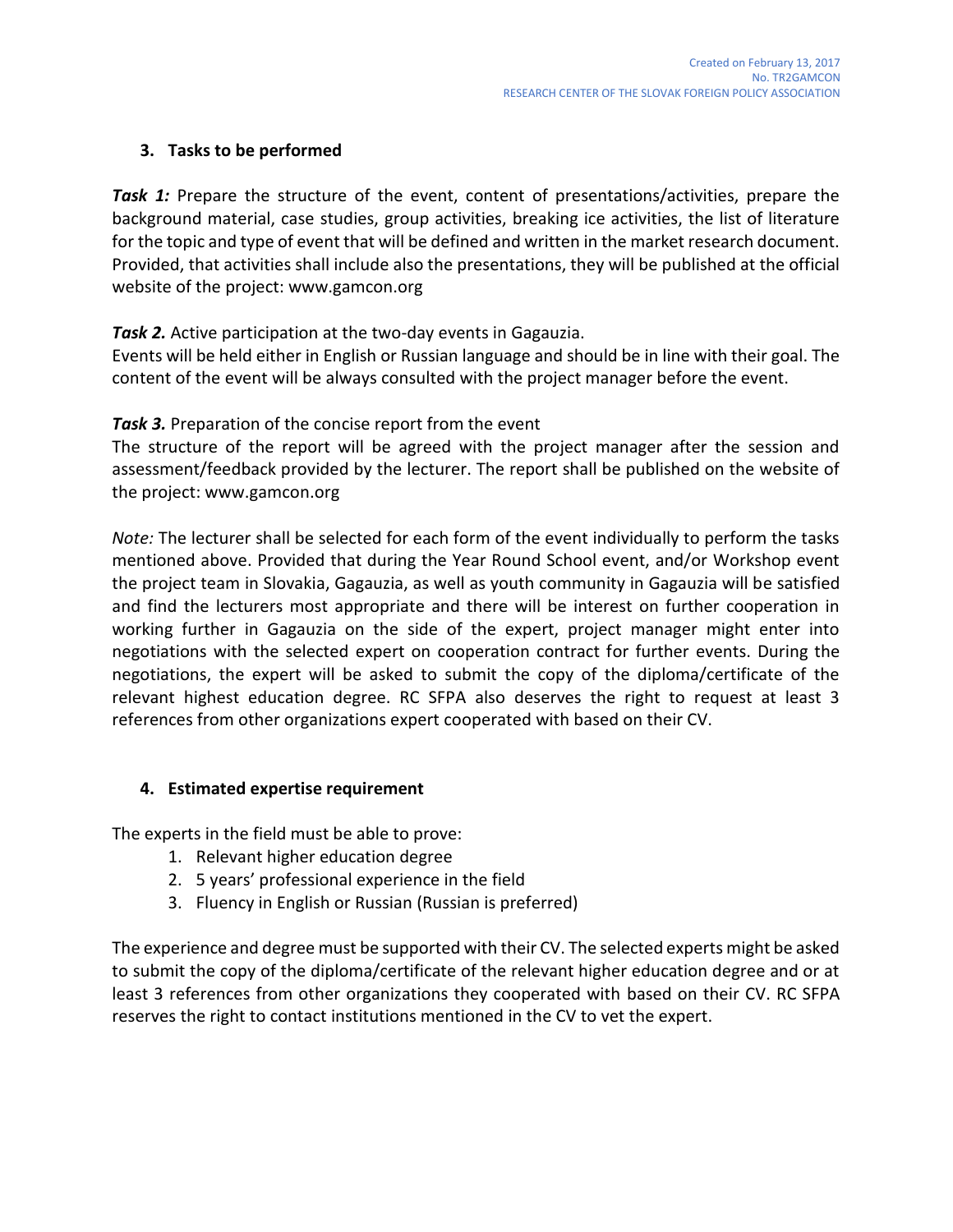### 3. Tasks to be performed

***Task 1:*** Prepare the structure of the event, content of presentations/activities, prepare the background material, case studies, group activities, breaking ice activities, the list of literature for the topic and type of event that will be defined and written in the market research document. Provided, that activities shall include also the presentations, they will be published at the official website of the project: www.gamcon.org

***Task 2.*** Active participation at the two-day events in Gagauzia.
Events will be held either in English or Russian language and should be in line with their goal. The content of the event will be always consulted with the project manager before the event.

***Task 3.*** Preparation of the concise report from the event
The structure of the report will be agreed with the project manager after the session and assessment/feedback provided by the lecturer. The report shall be published on the website of the project: www.gamcon.org

*Note:* The lecturer shall be selected for each form of the event individually to perform the tasks mentioned above. Provided that during the Year Round School event, and/or Workshop event the project team in Slovakia, Gagauzia, as well as youth community in Gagauzia will be satisfied and find the lecturers most appropriate and there will be interest on further cooperation in working further in Gagauzia on the side of the expert, project manager might enter into negotiations with the selected expert on cooperation contract for further events. During the negotiations, the expert will be asked to submit the copy of the diploma/certificate of the relevant highest education degree. RC SFPA also deserves the right to request at least 3 references from other organizations expert cooperated with based on their CV.

### 4. Estimated expertise requirement

The experts in the field must be able to prove:

1. Relevant higher education degree
2. 5 years' professional experience in the field
3. Fluency in English or Russian (Russian is preferred)

The experience and degree must be supported with their CV. The selected experts might be asked to submit the copy of the diploma/certificate of the relevant higher education degree and or at least 3 references from other organizations they cooperated with based on their CV. RC SFPA reserves the right to contact institutions mentioned in the CV to vet the expert.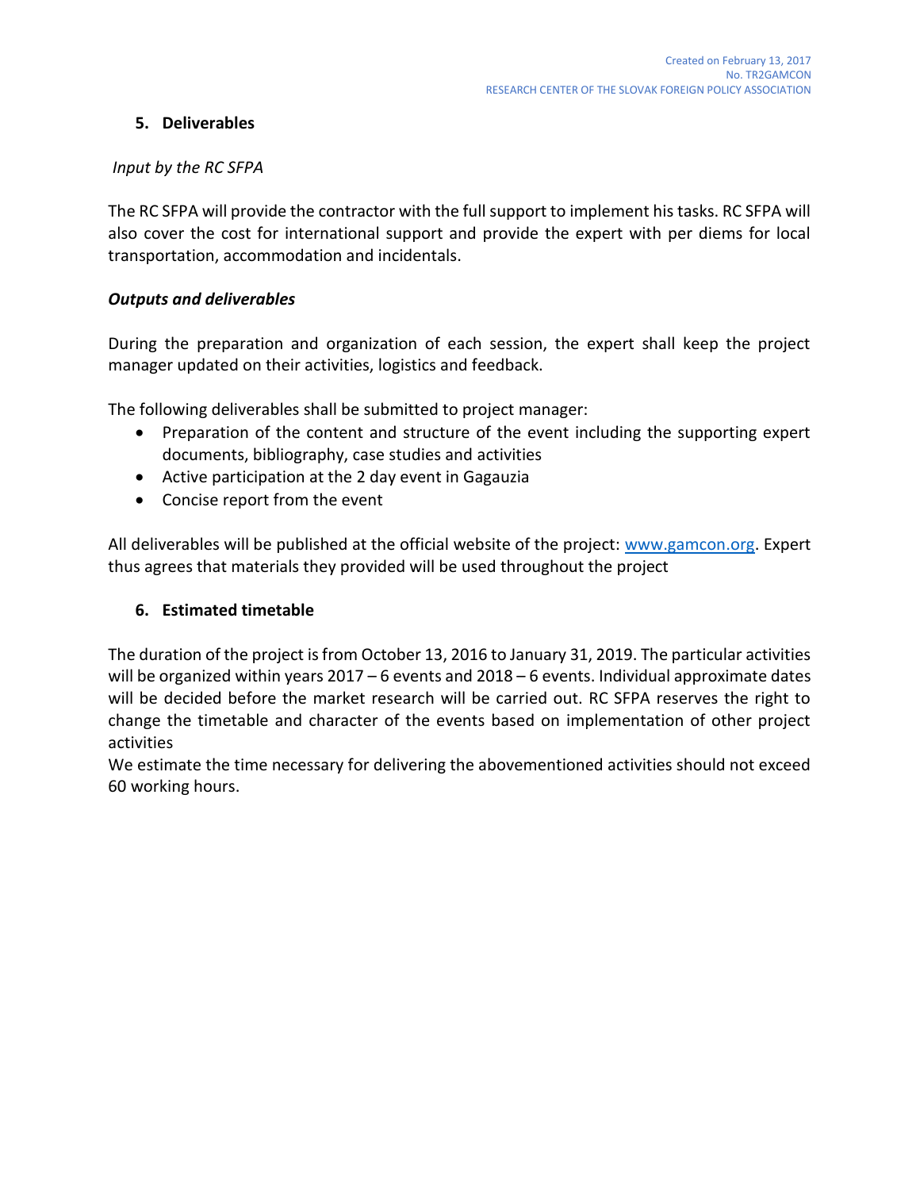## 5. Deliverables

*Input by the RC SFPA*

The RC SFPA will provide the contractor with the full support to implement his tasks. RC SFPA will also cover the cost for international support and provide the expert with per diems for local transportation, accommodation and incidentals.

***Outputs and deliverables***

During the preparation and organization of each session, the expert shall keep the project manager updated on their activities, logistics and feedback.

The following deliverables shall be submitted to project manager:

- Preparation of the content and structure of the event including the supporting expert documents, bibliography, case studies and activities
- Active participation at the 2 day event in Gagauzia
- Concise report from the event

All deliverables will be published at the official website of the project: www.gamcon.org. Expert thus agrees that materials they provided will be used throughout the project

## 6. Estimated timetable

The duration of the project is from October 13, 2016 to January 31, 2019. The particular activities will be organized within years 2017 – 6 events and 2018 – 6 events. Individual approximate dates will be decided before the market research will be carried out. RC SFPA reserves the right to change the timetable and character of the events based on implementation of other project activities

We estimate the time necessary for delivering the abovementioned activities should not exceed 60 working hours.